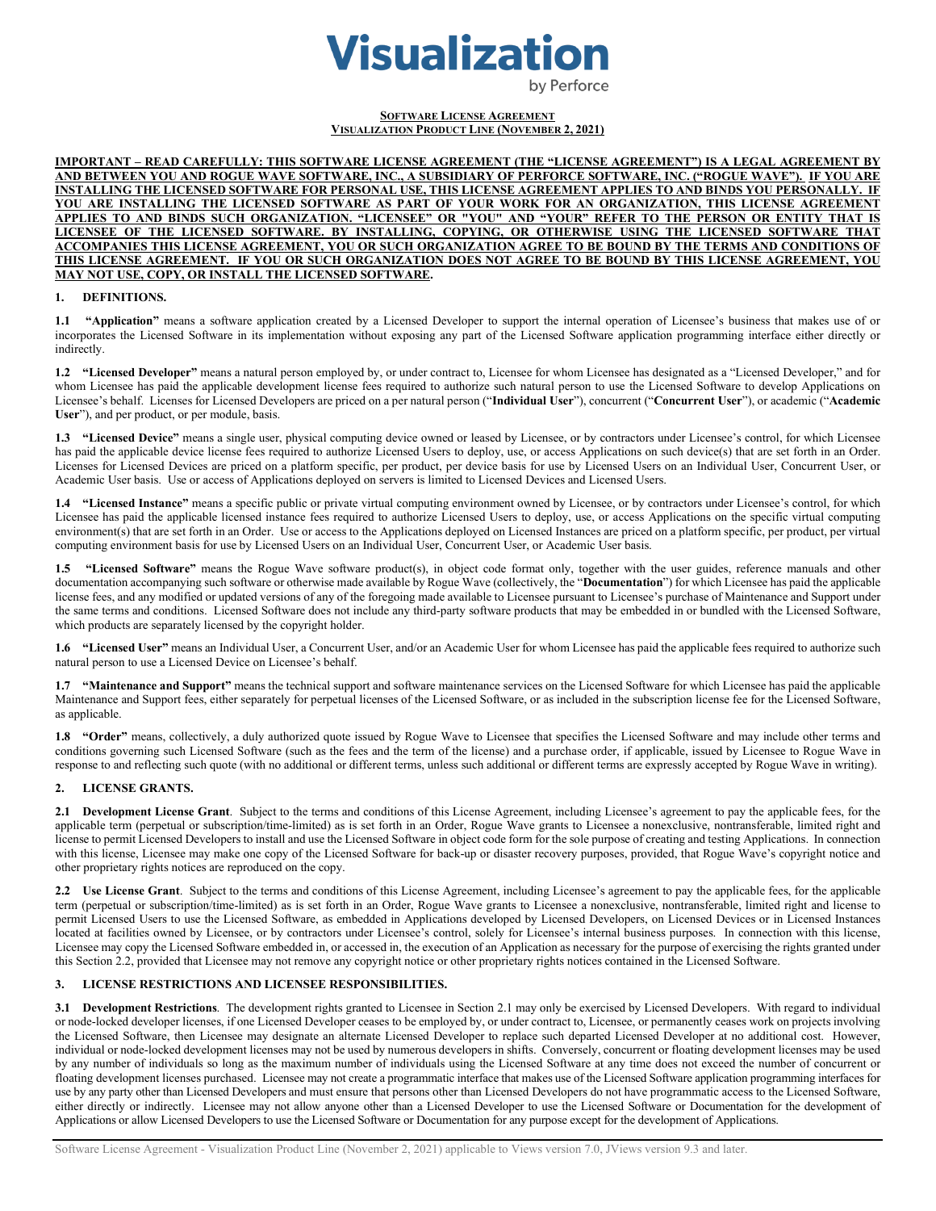# Visualization

by Perforce

**SOFTWARE LICENSE AGREEMENT**
**VISUALIZATION PRODUCT LINE (NOVEMBER 2, 2021)**

**IMPORTANT – READ CAREFULLY: THIS SOFTWARE LICENSE AGREEMENT (THE "LICENSE AGREEMENT") IS A LEGAL AGREEMENT BY AND BETWEEN YOU AND ROGUE WAVE SOFTWARE, INC., A SUBSIDIARY OF PERFORCE SOFTWARE, INC. ("ROGUE WAVE"). IF YOU ARE INSTALLING THE LICENSED SOFTWARE FOR PERSONAL USE, THIS LICENSE AGREEMENT APPLIES TO AND BINDS YOU PERSONALLY. IF YOU ARE INSTALLING THE LICENSED SOFTWARE AS PART OF YOUR WORK FOR AN ORGANIZATION, THIS LICENSE AGREEMENT APPLIES TO AND BINDS SUCH ORGANIZATION. "LICENSEE" OR "YOU" AND "YOUR" REFER TO THE PERSON OR ENTITY THAT IS LICENSEE OF THE LICENSED SOFTWARE. BY INSTALLING, COPYING, OR OTHERWISE USING THE LICENSED SOFTWARE THAT ACCOMPANIES THIS LICENSE AGREEMENT, YOU OR SUCH ORGANIZATION AGREE TO BE BOUND BY THE TERMS AND CONDITIONS OF THIS LICENSE AGREEMENT. IF YOU OR SUCH ORGANIZATION DOES NOT AGREE TO BE BOUND BY THIS LICENSE AGREEMENT, YOU MAY NOT USE, COPY, OR INSTALL THE LICENSED SOFTWARE.**

## 1. DEFINITIONS.

**1.1 "Application"** means a software application created by a Licensed Developer to support the internal operation of Licensee's business that makes use of or incorporates the Licensed Software in its implementation without exposing any part of the Licensed Software application programming interface either directly or indirectly.

**1.2 "Licensed Developer"** means a natural person employed by, or under contract to, Licensee for whom Licensee has designated as a "Licensed Developer," and for whom Licensee has paid the applicable development license fees required to authorize such natural person to use the Licensed Software to develop Applications on Licensee's behalf. Licenses for Licensed Developers are priced on a per natural person ("**Individual User**"), concurrent ("**Concurrent User**"), or academic ("**Academic User**"), and per product, or per module, basis.

**1.3 "Licensed Device"** means a single user, physical computing device owned or leased by Licensee, or by contractors under Licensee's control, for which Licensee has paid the applicable device license fees required to authorize Licensed Users to deploy, use, or access Applications on such device(s) that are set forth in an Order. Licenses for Licensed Devices are priced on a platform specific, per product, per device basis for use by Licensed Users on an Individual User, Concurrent User, or Academic User basis. Use or access of Applications deployed on servers is limited to Licensed Devices and Licensed Users.

**1.4 "Licensed Instance"** means a specific public or private virtual computing environment owned by Licensee, or by contractors under Licensee's control, for which Licensee has paid the applicable licensed instance fees required to authorize Licensed Users to deploy, use, or access Applications on the specific virtual computing environment(s) that are set forth in an Order. Use or access to the Applications deployed on Licensed Instances are priced on a platform specific, per product, per virtual computing environment basis for use by Licensed Users on an Individual User, Concurrent User, or Academic User basis.

**1.5 "Licensed Software"** means the Rogue Wave software product(s), in object code format only, together with the user guides, reference manuals and other documentation accompanying such software or otherwise made available by Rogue Wave (collectively, the "**Documentation**") for which Licensee has paid the applicable license fees, and any modified or updated versions of any of the foregoing made available to Licensee pursuant to Licensee's purchase of Maintenance and Support under the same terms and conditions. Licensed Software does not include any third-party software products that may be embedded in or bundled with the Licensed Software, which products are separately licensed by the copyright holder.

**1.6 "Licensed User"** means an Individual User, a Concurrent User, and/or an Academic User for whom Licensee has paid the applicable fees required to authorize such natural person to use a Licensed Device on Licensee's behalf.

**1.7 "Maintenance and Support"** means the technical support and software maintenance services on the Licensed Software for which Licensee has paid the applicable Maintenance and Support fees, either separately for perpetual licenses of the Licensed Software, or as included in the subscription license fee for the Licensed Software, as applicable.

**1.8 "Order"** means, collectively, a duly authorized quote issued by Rogue Wave to Licensee that specifies the Licensed Software and may include other terms and conditions governing such Licensed Software (such as the fees and the term of the license) and a purchase order, if applicable, issued by Licensee to Rogue Wave in response to and reflecting such quote (with no additional or different terms, unless such additional or different terms are expressly accepted by Rogue Wave in writing).

## 2. LICENSE GRANTS.

**2.1 Development License Grant**. Subject to the terms and conditions of this License Agreement, including Licensee's agreement to pay the applicable fees, for the applicable term (perpetual or subscription/time-limited) as is set forth in an Order, Rogue Wave grants to Licensee a nonexclusive, nontransferable, limited right and license to permit Licensed Developers to install and use the Licensed Software in object code form for the sole purpose of creating and testing Applications. In connection with this license, Licensee may make one copy of the Licensed Software for back-up or disaster recovery purposes, provided, that Rogue Wave's copyright notice and other proprietary rights notices are reproduced on the copy.

**2.2 Use License Grant**. Subject to the terms and conditions of this License Agreement, including Licensee's agreement to pay the applicable fees, for the applicable term (perpetual or subscription/time-limited) as is set forth in an Order, Rogue Wave grants to Licensee a nonexclusive, nontransferable, limited right and license to permit Licensed Users to use the Licensed Software, as embedded in Applications developed by Licensed Developers, on Licensed Devices or in Licensed Instances located at facilities owned by Licensee, or by contractors under Licensee's control, solely for Licensee's internal business purposes. In connection with this license, Licensee may copy the Licensed Software embedded in, or accessed in, the execution of an Application as necessary for the purpose of exercising the rights granted under this Section 2.2, provided that Licensee may not remove any copyright notice or other proprietary rights notices contained in the Licensed Software.

## 3. LICENSE RESTRICTIONS AND LICENSEE RESPONSIBILITIES.

**3.1 Development Restrictions**. The development rights granted to Licensee in Section 2.1 may only be exercised by Licensed Developers. With regard to individual or node-locked developer licenses, if one Licensed Developer ceases to be employed by, or under contract to, Licensee, or permanently ceases work on projects involving the Licensed Software, then Licensee may designate an alternate Licensed Developer to replace such departed Licensed Developer at no additional cost. However, individual or node-locked development licenses may not be used by numerous developers in shifts. Conversely, concurrent or floating development licenses may be used by any number of individuals so long as the maximum number of individuals using the Licensed Software at any time does not exceed the number of concurrent or floating development licenses purchased. Licensee may not create a programmatic interface that makes use of the Licensed Software application programming interfaces for use by any party other than Licensed Developers and must ensure that persons other than Licensed Developers do not have programmatic access to the Licensed Software, either directly or indirectly. Licensee may not allow anyone other than a Licensed Developer to use the Licensed Software or Documentation for the development of Applications or allow Licensed Developers to use the Licensed Software or Documentation for any purpose except for the development of Applications.

Software License Agreement - Visualization Product Line (November 2, 2021) applicable to Views version 7.0, JViews version 9.3 and later.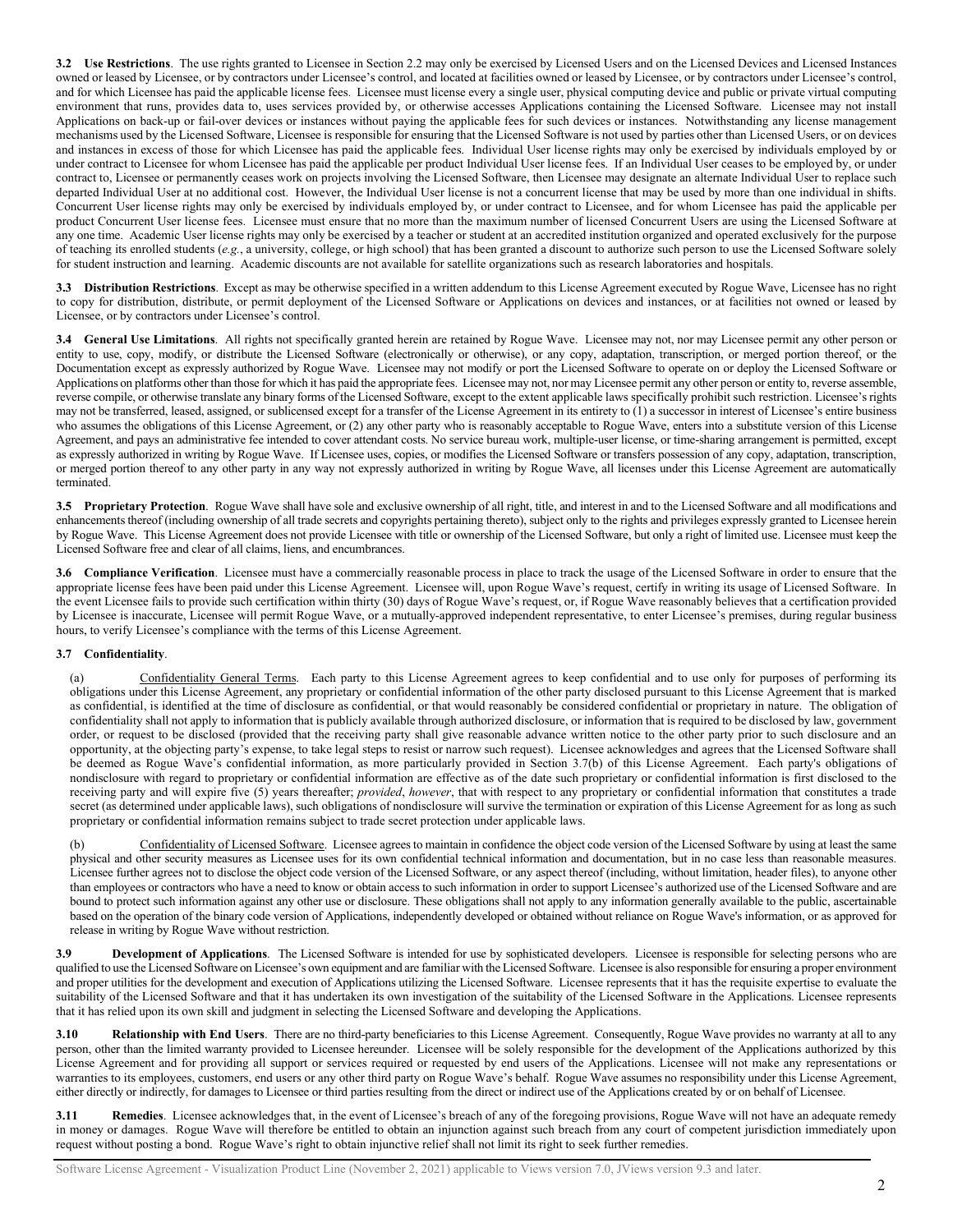**3.2 Use Restrictions**. The use rights granted to Licensee in Section 2.2 may only be exercised by Licensed Users and on the Licensed Devices and Licensed Instances owned or leased by Licensee, or by contractors under Licensee's control, and located at facilities owned or leased by Licensee, or by contractors under Licensee's control, and for which Licensee has paid the applicable license fees. Licensee must license every a single user, physical computing device and public or private virtual computing environment that runs, provides data to, uses services provided by, or otherwise accesses Applications containing the Licensed Software. Licensee may not install Applications on back-up or fail-over devices or instances without paying the applicable fees for such devices or instances. Notwithstanding any license management mechanisms used by the Licensed Software, Licensee is responsible for ensuring that the Licensed Software is not used by parties other than Licensed Users, or on devices and instances in excess of those for which Licensee has paid the applicable fees. Individual User license rights may only be exercised by individuals employed by or under contract to Licensee for whom Licensee has paid the applicable per product Individual User license fees. If an Individual User ceases to be employed by, or under contract to, Licensee or permanently ceases work on projects involving the Licensed Software, then Licensee may designate an alternate Individual User to replace such departed Individual User at no additional cost. However, the Individual User license is not a concurrent license that may be used by more than one individual in shifts. Concurrent User license rights may only be exercised by individuals employed by, or under contract to Licensee, and for whom Licensee has paid the applicable per product Concurrent User license fees. Licensee must ensure that no more than the maximum number of licensed Concurrent Users are using the Licensed Software at any one time. Academic User license rights may only be exercised by a teacher or student at an accredited institution organized and operated exclusively for the purpose of teaching its enrolled students (*e.g.*, a university, college, or high school) that has been granted a discount to authorize such person to use the Licensed Software solely for student instruction and learning. Academic discounts are not available for satellite organizations such as research laboratories and hospitals.

**3.3 Distribution Restrictions**. Except as may be otherwise specified in a written addendum to this License Agreement executed by Rogue Wave, Licensee has no right to copy for distribution, distribute, or permit deployment of the Licensed Software or Applications on devices and instances, or at facilities not owned or leased by Licensee, or by contractors under Licensee's control.

**3.4 General Use Limitations**. All rights not specifically granted herein are retained by Rogue Wave. Licensee may not, nor may Licensee permit any other person or entity to use, copy, modify, or distribute the Licensed Software (electronically or otherwise), or any copy, adaptation, transcription, or merged portion thereof, or the Documentation except as expressly authorized by Rogue Wave. Licensee may not modify or port the Licensed Software to operate on or deploy the Licensed Software or Applications on platforms other than those for which it has paid the appropriate fees. Licensee may not, nor may Licensee permit any other person or entity to, reverse assemble, reverse compile, or otherwise translate any binary forms of the Licensed Software, except to the extent applicable laws specifically prohibit such restriction. Licensee's rights may not be transferred, leased, assigned, or sublicensed except for a transfer of the License Agreement in its entirety to (1) a successor in interest of Licensee's entire business who assumes the obligations of this License Agreement, or (2) any other party who is reasonably acceptable to Rogue Wave, enters into a substitute version of this License Agreement, and pays an administrative fee intended to cover attendant costs. No service bureau work, multiple-user license, or time-sharing arrangement is permitted, except as expressly authorized in writing by Rogue Wave. If Licensee uses, copies, or modifies the Licensed Software or transfers possession of any copy, adaptation, transcription, or merged portion thereof to any other party in any way not expressly authorized in writing by Rogue Wave, all licenses under this License Agreement are automatically terminated.

**3.5 Proprietary Protection**. Rogue Wave shall have sole and exclusive ownership of all right, title, and interest in and to the Licensed Software and all modifications and enhancements thereof (including ownership of all trade secrets and copyrights pertaining thereto), subject only to the rights and privileges expressly granted to Licensee herein by Rogue Wave. This License Agreement does not provide Licensee with title or ownership of the Licensed Software, but only a right of limited use. Licensee must keep the Licensed Software free and clear of all claims, liens, and encumbrances.

**3.6 Compliance Verification**. Licensee must have a commercially reasonable process in place to track the usage of the Licensed Software in order to ensure that the appropriate license fees have been paid under this License Agreement. Licensee will, upon Rogue Wave's request, certify in writing its usage of Licensed Software. In the event Licensee fails to provide such certification within thirty (30) days of Rogue Wave's request, or, if Rogue Wave reasonably believes that a certification provided by Licensee is inaccurate, Licensee will permit Rogue Wave, or a mutually-approved independent representative, to enter Licensee's premises, during regular business hours, to verify Licensee's compliance with the terms of this License Agreement.

**3.7 Confidentiality**.

(a) Confidentiality General Terms. Each party to this License Agreement agrees to keep confidential and to use only for purposes of performing its obligations under this License Agreement, any proprietary or confidential information of the other party disclosed pursuant to this License Agreement that is marked as confidential, is identified at the time of disclosure as confidential, or that would reasonably be considered confidential or proprietary in nature. The obligation of confidentiality shall not apply to information that is publicly available through authorized disclosure, or information that is required to be disclosed by law, government order, or request to be disclosed (provided that the receiving party shall give reasonable advance written notice to the other party prior to such disclosure and an opportunity, at the objecting party's expense, to take legal steps to resist or narrow such request). Licensee acknowledges and agrees that the Licensed Software shall be deemed as Rogue Wave's confidential information, as more particularly provided in Section 3.7(b) of this License Agreement. Each party's obligations of nondisclosure with regard to proprietary or confidential information are effective as of the date such proprietary or confidential information is first disclosed to the receiving party and will expire five (5) years thereafter; *provided*, *however*, that with respect to any proprietary or confidential information that constitutes a trade secret (as determined under applicable laws), such obligations of nondisclosure will survive the termination or expiration of this License Agreement for as long as such proprietary or confidential information remains subject to trade secret protection under applicable laws.

(b) Confidentiality of Licensed Software. Licensee agrees to maintain in confidence the object code version of the Licensed Software by using at least the same physical and other security measures as Licensee uses for its own confidential technical information and documentation, but in no case less than reasonable measures. Licensee further agrees not to disclose the object code version of the Licensed Software, or any aspect thereof (including, without limitation, header files), to anyone other than employees or contractors who have a need to know or obtain access to such information in order to support Licensee's authorized use of the Licensed Software and are bound to protect such information against any other use or disclosure. These obligations shall not apply to any information generally available to the public, ascertainable based on the operation of the binary code version of Applications, independently developed or obtained without reliance on Rogue Wave's information, or as approved for release in writing by Rogue Wave without restriction.

**3.9 Development of Applications**. The Licensed Software is intended for use by sophisticated developers. Licensee is responsible for selecting persons who are qualified to use the Licensed Software on Licensee's own equipment and are familiar with the Licensed Software. Licensee is also responsible for ensuring a proper environment and proper utilities for the development and execution of Applications utilizing the Licensed Software. Licensee represents that it has the requisite expertise to evaluate the suitability of the Licensed Software and that it has undertaken its own investigation of the suitability of the Licensed Software in the Applications. Licensee represents that it has relied upon its own skill and judgment in selecting the Licensed Software and developing the Applications.

**3.10 Relationship with End Users**. There are no third-party beneficiaries to this License Agreement. Consequently, Rogue Wave provides no warranty at all to any person, other than the limited warranty provided to Licensee hereunder. Licensee will be solely responsible for the development of the Applications authorized by this License Agreement and for providing all support or services required or requested by end users of the Applications. Licensee will not make any representations or warranties to its employees, customers, end users or any other third party on Rogue Wave's behalf. Rogue Wave assumes no responsibility under this License Agreement, either directly or indirectly, for damages to Licensee or third parties resulting from the direct or indirect use of the Applications created by or on behalf of Licensee.

**3.11 Remedies**. Licensee acknowledges that, in the event of Licensee's breach of any of the foregoing provisions, Rogue Wave will not have an adequate remedy in money or damages. Rogue Wave will therefore be entitled to obtain an injunction against such breach from any court of competent jurisdiction immediately upon request without posting a bond. Rogue Wave's right to obtain injunctive relief shall not limit its right to seek further remedies.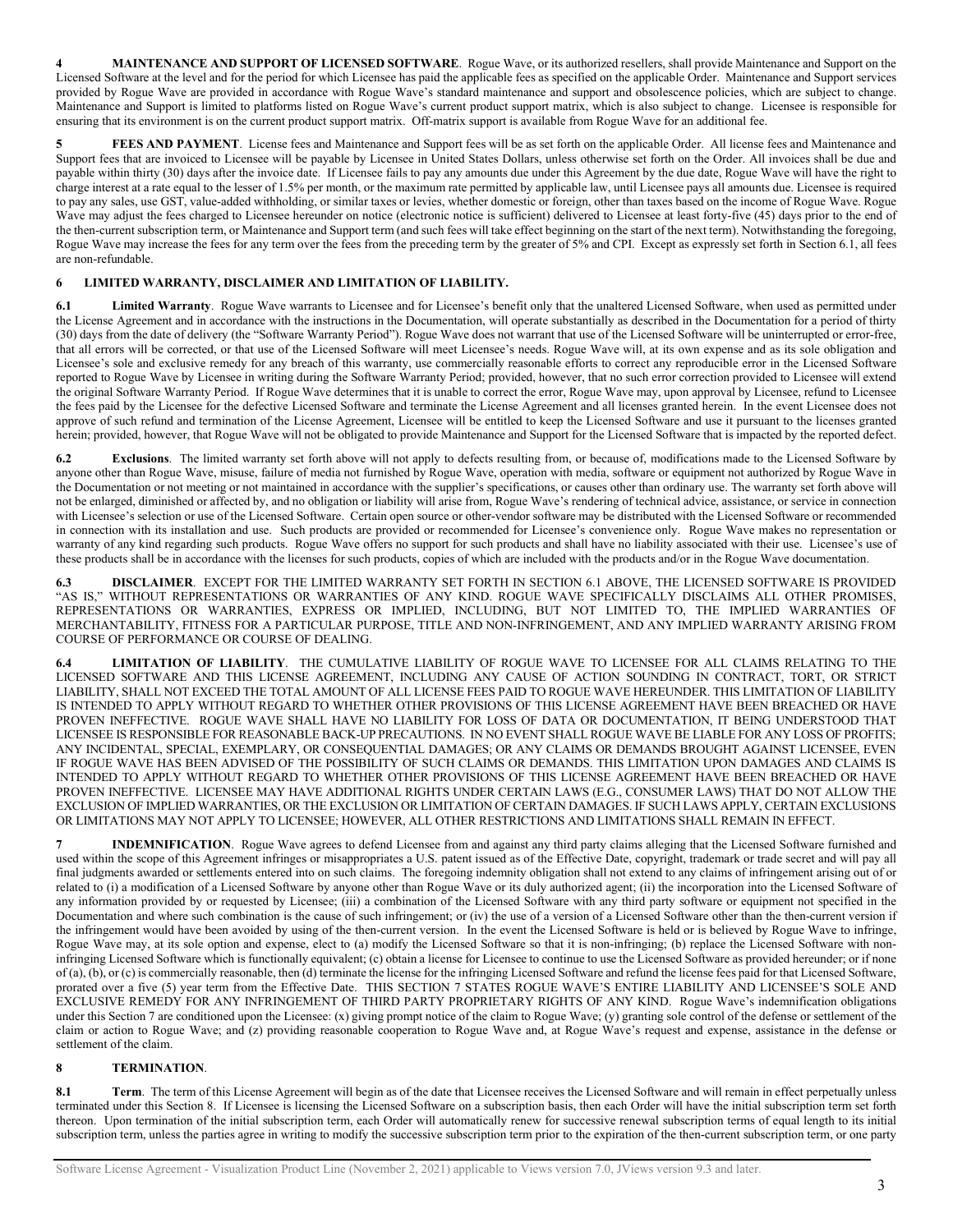**4 MAINTENANCE AND SUPPORT OF LICENSED SOFTWARE**. Rogue Wave, or its authorized resellers, shall provide Maintenance and Support on the Licensed Software at the level and for the period for which Licensee has paid the applicable fees as specified on the applicable Order. Maintenance and Support services provided by Rogue Wave are provided in accordance with Rogue Wave's standard maintenance and support and obsolescence policies, which are subject to change. Maintenance and Support is limited to platforms listed on Rogue Wave's current product support matrix, which is also subject to change. Licensee is responsible for ensuring that its environment is on the current product support matrix. Off-matrix support is available from Rogue Wave for an additional fee.

**5 FEES AND PAYMENT**. License fees and Maintenance and Support fees will be as set forth on the applicable Order. All license fees and Maintenance and Support fees that are invoiced to Licensee will be payable by Licensee in United States Dollars, unless otherwise set forth on the Order. All invoices shall be due and payable within thirty (30) days after the invoice date. If Licensee fails to pay any amounts due under this Agreement by the due date, Rogue Wave will have the right to charge interest at a rate equal to the lesser of 1.5% per month, or the maximum rate permitted by applicable law, until Licensee pays all amounts due. Licensee is required to pay any sales, use GST, value-added withholding, or similar taxes or levies, whether domestic or foreign, other than taxes based on the income of Rogue Wave. Rogue Wave may adjust the fees charged to Licensee hereunder on notice (electronic notice is sufficient) delivered to Licensee at least forty-five (45) days prior to the end of the then-current subscription term, or Maintenance and Support term (and such fees will take effect beginning on the start of the next term). Notwithstanding the foregoing, Rogue Wave may increase the fees for any term over the fees from the preceding term by the greater of 5% and CPI. Except as expressly set forth in Section 6.1, all fees are non-refundable.

**6 LIMITED WARRANTY, DISCLAIMER AND LIMITATION OF LIABILITY.**

**6.1 Limited Warranty**. Rogue Wave warrants to Licensee and for Licensee's benefit only that the unaltered Licensed Software, when used as permitted under the License Agreement and in accordance with the instructions in the Documentation, will operate substantially as described in the Documentation for a period of thirty (30) days from the date of delivery (the "Software Warranty Period"). Rogue Wave does not warrant that use of the Licensed Software will be uninterrupted or error-free, that all errors will be corrected, or that use of the Licensed Software will meet Licensee's needs. Rogue Wave will, at its own expense and as its sole obligation and Licensee's sole and exclusive remedy for any breach of this warranty, use commercially reasonable efforts to correct any reproducible error in the Licensed Software reported to Rogue Wave by Licensee in writing during the Software Warranty Period; provided, however, that no such error correction provided to Licensee will extend the original Software Warranty Period. If Rogue Wave determines that it is unable to correct the error, Rogue Wave may, upon approval by Licensee, refund to Licensee the fees paid by the Licensee for the defective Licensed Software and terminate the License Agreement and all licenses granted herein. In the event Licensee does not approve of such refund and termination of the License Agreement, Licensee will be entitled to keep the Licensed Software and use it pursuant to the licenses granted herein; provided, however, that Rogue Wave will not be obligated to provide Maintenance and Support for the Licensed Software that is impacted by the reported defect.

**6.2 Exclusions**. The limited warranty set forth above will not apply to defects resulting from, or because of, modifications made to the Licensed Software by anyone other than Rogue Wave, misuse, failure of media not furnished by Rogue Wave, operation with media, software or equipment not authorized by Rogue Wave in the Documentation or not meeting or not maintained in accordance with the supplier's specifications, or causes other than ordinary use. The warranty set forth above will not be enlarged, diminished or affected by, and no obligation or liability will arise from, Rogue Wave's rendering of technical advice, assistance, or service in connection with Licensee's selection or use of the Licensed Software. Certain open source or other-vendor software may be distributed with the Licensed Software or recommended in connection with its installation and use. Such products are provided or recommended for Licensee's convenience only. Rogue Wave makes no representation or warranty of any kind regarding such products. Rogue Wave offers no support for such products and shall have no liability associated with their use. Licensee's use of these products shall be in accordance with the licenses for such products, copies of which are included with the products and/or in the Rogue Wave documentation.

**6.3 DISCLAIMER**. EXCEPT FOR THE LIMITED WARRANTY SET FORTH IN SECTION 6.1 ABOVE, THE LICENSED SOFTWARE IS PROVIDED "AS IS," WITHOUT REPRESENTATIONS OR WARRANTIES OF ANY KIND. ROGUE WAVE SPECIFICALLY DISCLAIMS ALL OTHER PROMISES, REPRESENTATIONS OR WARRANTIES, EXPRESS OR IMPLIED, INCLUDING, BUT NOT LIMITED TO, THE IMPLIED WARRANTIES OF MERCHANTABILITY, FITNESS FOR A PARTICULAR PURPOSE, TITLE AND NON-INFRINGEMENT, AND ANY IMPLIED WARRANTY ARISING FROM COURSE OF PERFORMANCE OR COURSE OF DEALING.

**6.4 LIMITATION OF LIABILITY**. THE CUMULATIVE LIABILITY OF ROGUE WAVE TO LICENSEE FOR ALL CLAIMS RELATING TO THE LICENSED SOFTWARE AND THIS LICENSE AGREEMENT, INCLUDING ANY CAUSE OF ACTION SOUNDING IN CONTRACT, TORT, OR STRICT LIABILITY, SHALL NOT EXCEED THE TOTAL AMOUNT OF ALL LICENSE FEES PAID TO ROGUE WAVE HEREUNDER. THIS LIMITATION OF LIABILITY IS INTENDED TO APPLY WITHOUT REGARD TO WHETHER OTHER PROVISIONS OF THIS LICENSE AGREEMENT HAVE BEEN BREACHED OR HAVE PROVEN INEFFECTIVE. ROGUE WAVE SHALL HAVE NO LIABILITY FOR LOSS OF DATA OR DOCUMENTATION, IT BEING UNDERSTOOD THAT LICENSEE IS RESPONSIBLE FOR REASONABLE BACK-UP PRECAUTIONS. IN NO EVENT SHALL ROGUE WAVE BE LIABLE FOR ANY LOSS OF PROFITS; ANY INCIDENTAL, SPECIAL, EXEMPLARY, OR CONSEQUENTIAL DAMAGES; OR ANY CLAIMS OR DEMANDS BROUGHT AGAINST LICENSEE, EVEN IF ROGUE WAVE HAS BEEN ADVISED OF THE POSSIBILITY OF SUCH CLAIMS OR DEMANDS. THIS LIMITATION UPON DAMAGES AND CLAIMS IS INTENDED TO APPLY WITHOUT REGARD TO WHETHER OTHER PROVISIONS OF THIS LICENSE AGREEMENT HAVE BEEN BREACHED OR HAVE PROVEN INEFFECTIVE. LICENSEE MAY HAVE ADDITIONAL RIGHTS UNDER CERTAIN LAWS (E.G., CONSUMER LAWS) THAT DO NOT ALLOW THE EXCLUSION OF IMPLIED WARRANTIES, OR THE EXCLUSION OR LIMITATION OF CERTAIN DAMAGES. IF SUCH LAWS APPLY, CERTAIN EXCLUSIONS OR LIMITATIONS MAY NOT APPLY TO LICENSEE; HOWEVER, ALL OTHER RESTRICTIONS AND LIMITATIONS SHALL REMAIN IN EFFECT.

**7 INDEMNIFICATION**. Rogue Wave agrees to defend Licensee from and against any third party claims alleging that the Licensed Software furnished and used within the scope of this Agreement infringes or misappropriates a U.S. patent issued as of the Effective Date, copyright, trademark or trade secret and will pay all final judgments awarded or settlements entered into on such claims. The foregoing indemnity obligation shall not extend to any claims of infringement arising out of or related to (i) a modification of a Licensed Software by anyone other than Rogue Wave or its duly authorized agent; (ii) the incorporation into the Licensed Software of any information provided by or requested by Licensee; (iii) a combination of the Licensed Software with any third party software or equipment not specified in the Documentation and where such combination is the cause of such infringement; or (iv) the use of a version of a Licensed Software other than the then-current version if the infringement would have been avoided by using of the then-current version. In the event the Licensed Software is held or is believed by Rogue Wave to infringe, Rogue Wave may, at its sole option and expense, elect to (a) modify the Licensed Software so that it is non-infringing; (b) replace the Licensed Software with non-infringing Licensed Software which is functionally equivalent; (c) obtain a license for Licensee to continue to use the Licensed Software as provided hereunder; or if none of (a), (b), or (c) is commercially reasonable, then (d) terminate the license for the infringing Licensed Software and refund the license fees paid for that Licensed Software, prorated over a five (5) year term from the Effective Date. THIS SECTION 7 STATES ROGUE WAVE'S ENTIRE LIABILITY AND LICENSEE'S SOLE AND EXCLUSIVE REMEDY FOR ANY INFRINGEMENT OF THIRD PARTY PROPRIETARY RIGHTS OF ANY KIND. Rogue Wave's indemnification obligations under this Section 7 are conditioned upon the Licensee: (x) giving prompt notice of the claim to Rogue Wave; (y) granting sole control of the defense or settlement of the claim or action to Rogue Wave; and (z) providing reasonable cooperation to Rogue Wave and, at Rogue Wave's request and expense, assistance in the defense or settlement of the claim.

**8 TERMINATION**.

**8.1 Term**. The term of this License Agreement will begin as of the date that Licensee receives the Licensed Software and will remain in effect perpetually unless terminated under this Section 8. If Licensee is licensing the Licensed Software on a subscription basis, then each Order will have the initial subscription term set forth thereon. Upon termination of the initial subscription term, each Order will automatically renew for successive renewal subscription terms of equal length to its initial subscription term, unless the parties agree in writing to modify the successive subscription term prior to the expiration of the then-current subscription term, or one party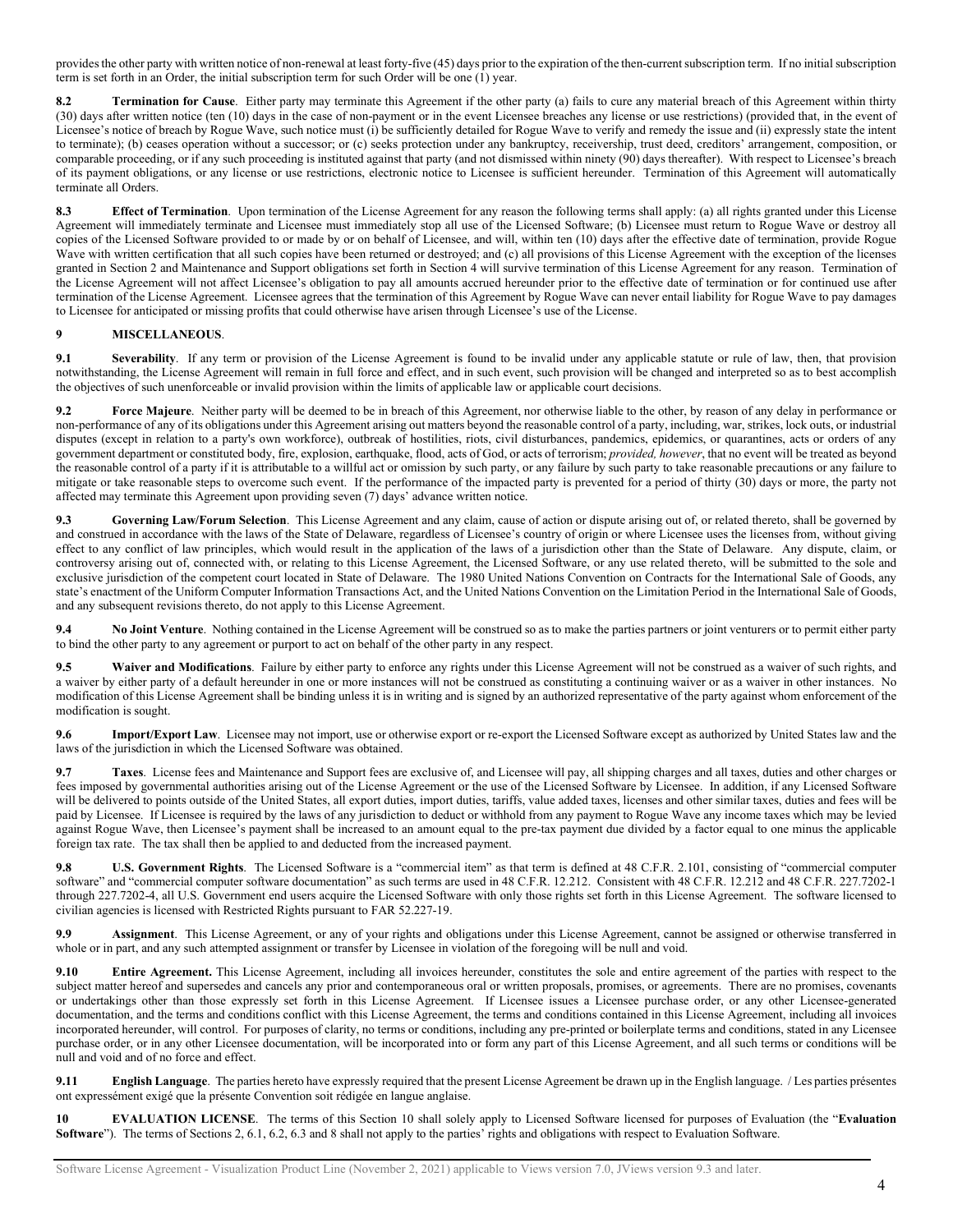provides the other party with written notice of non-renewal at least forty-five (45) days prior to the expiration of the then-current subscription term. If no initial subscription term is set forth in an Order, the initial subscription term for such Order will be one (1) year.

**8.2 Termination for Cause**. Either party may terminate this Agreement if the other party (a) fails to cure any material breach of this Agreement within thirty (30) days after written notice (ten (10) days in the case of non-payment or in the event Licensee breaches any license or use restrictions) (provided that, in the event of Licensee's notice of breach by Rogue Wave, such notice must (i) be sufficiently detailed for Rogue Wave to verify and remedy the issue and (ii) expressly state the intent to terminate); (b) ceases operation without a successor; or (c) seeks protection under any bankruptcy, receivership, trust deed, creditors' arrangement, composition, or comparable proceeding, or if any such proceeding is instituted against that party (and not dismissed within ninety (90) days thereafter). With respect to Licensee's breach of its payment obligations, or any license or use restrictions, electronic notice to Licensee is sufficient hereunder. Termination of this Agreement will automatically terminate all Orders.

**8.3 Effect of Termination**. Upon termination of the License Agreement for any reason the following terms shall apply: (a) all rights granted under this License Agreement will immediately terminate and Licensee must immediately stop all use of the Licensed Software; (b) Licensee must return to Rogue Wave or destroy all copies of the Licensed Software provided to or made by or on behalf of Licensee, and will, within ten (10) days after the effective date of termination, provide Rogue Wave with written certification that all such copies have been returned or destroyed; and (c) all provisions of this License Agreement with the exception of the licenses granted in Section 2 and Maintenance and Support obligations set forth in Section 4 will survive termination of this License Agreement for any reason. Termination of the License Agreement will not affect Licensee's obligation to pay all amounts accrued hereunder prior to the effective date of termination or for continued use after termination of the License Agreement. Licensee agrees that the termination of this Agreement by Rogue Wave can never entail liability for Rogue Wave to pay damages to Licensee for anticipated or missing profits that could otherwise have arisen through Licensee's use of the License.

## 9 MISCELLANEOUS.

**9.1 Severability**. If any term or provision of the License Agreement is found to be invalid under any applicable statute or rule of law, then, that provision notwithstanding, the License Agreement will remain in full force and effect, and in such event, such provision will be changed and interpreted so as to best accomplish the objectives of such unenforceable or invalid provision within the limits of applicable law or applicable court decisions.

**9.2 Force Majeure**. Neither party will be deemed to be in breach of this Agreement, nor otherwise liable to the other, by reason of any delay in performance or non-performance of any of its obligations under this Agreement arising out matters beyond the reasonable control of a party, including, war, strikes, lock outs, or industrial disputes (except in relation to a party's own workforce), outbreak of hostilities, riots, civil disturbances, pandemics, epidemics, or quarantines, acts or orders of any government department or constituted body, fire, explosion, earthquake, flood, acts of God, or acts of terrorism; *provided, however*, that no event will be treated as beyond the reasonable control of a party if it is attributable to a willful act or omission by such party, or any failure by such party to take reasonable precautions or any failure to mitigate or take reasonable steps to overcome such event. If the performance of the impacted party is prevented for a period of thirty (30) days or more, the party not affected may terminate this Agreement upon providing seven (7) days' advance written notice.

**9.3 Governing Law/Forum Selection**. This License Agreement and any claim, cause of action or dispute arising out of, or related thereto, shall be governed by and construed in accordance with the laws of the State of Delaware, regardless of Licensee's country of origin or where Licensee uses the licenses from, without giving effect to any conflict of law principles, which would result in the application of the laws of a jurisdiction other than the State of Delaware. Any dispute, claim, or controversy arising out of, connected with, or relating to this License Agreement, the Licensed Software, or any use related thereto, will be submitted to the sole and exclusive jurisdiction of the competent court located in State of Delaware. The 1980 United Nations Convention on Contracts for the International Sale of Goods, any state's enactment of the Uniform Computer Information Transactions Act, and the United Nations Convention on the Limitation Period in the International Sale of Goods, and any subsequent revisions thereto, do not apply to this License Agreement.

**9.4 No Joint Venture**. Nothing contained in the License Agreement will be construed so as to make the parties partners or joint venturers or to permit either party to bind the other party to any agreement or purport to act on behalf of the other party in any respect.

**9.5 Waiver and Modifications**. Failure by either party to enforce any rights under this License Agreement will not be construed as a waiver of such rights, and a waiver by either party of a default hereunder in one or more instances will not be construed as constituting a continuing waiver or as a waiver in other instances. No modification of this License Agreement shall be binding unless it is in writing and is signed by an authorized representative of the party against whom enforcement of the modification is sought.

**9.6 Import/Export Law**. Licensee may not import, use or otherwise export or re-export the Licensed Software except as authorized by United States law and the laws of the jurisdiction in which the Licensed Software was obtained.

**9.7 Taxes**. License fees and Maintenance and Support fees are exclusive of, and Licensee will pay, all shipping charges and all taxes, duties and other charges or fees imposed by governmental authorities arising out of the License Agreement or the use of the Licensed Software by Licensee. In addition, if any Licensed Software will be delivered to points outside of the United States, all export duties, import duties, tariffs, value added taxes, licenses and other similar taxes, duties and fees will be paid by Licensee. If Licensee is required by the laws of any jurisdiction to deduct or withhold from any payment to Rogue Wave any income taxes which may be levied against Rogue Wave, then Licensee's payment shall be increased to an amount equal to the pre-tax payment due divided by a factor equal to one minus the applicable foreign tax rate. The tax shall then be applied to and deducted from the increased payment.

**9.8 U.S. Government Rights**. The Licensed Software is a "commercial item" as that term is defined at 48 C.F.R. 2.101, consisting of "commercial computer software" and "commercial computer software documentation" as such terms are used in 48 C.F.R. 12.212. Consistent with 48 C.F.R. 12.212 and 48 C.F.R. 227.7202-1 through 227.7202-4, all U.S. Government end users acquire the Licensed Software with only those rights set forth in this License Agreement. The software licensed to civilian agencies is licensed with Restricted Rights pursuant to FAR 52.227-19.

**9.9 Assignment**. This License Agreement, or any of your rights and obligations under this License Agreement, cannot be assigned or otherwise transferred in whole or in part, and any such attempted assignment or transfer by Licensee in violation of the foregoing will be null and void.

**9.10 Entire Agreement.** This License Agreement, including all invoices hereunder, constitutes the sole and entire agreement of the parties with respect to the subject matter hereof and supersedes and cancels any prior and contemporaneous oral or written proposals, promises, or agreements. There are no promises, covenants or undertakings other than those expressly set forth in this License Agreement. If Licensee issues a Licensee purchase order, or any other Licensee-generated documentation, and the terms and conditions conflict with this License Agreement, the terms and conditions contained in this License Agreement, including all invoices incorporated hereunder, will control. For purposes of clarity, no terms or conditions, including any pre-printed or boilerplate terms and conditions, stated in any Licensee purchase order, or in any other Licensee documentation, will be incorporated into or form any part of this License Agreement, and all such terms or conditions will be null and void and of no force and effect.

**9.11 English Language**. The parties hereto have expressly required that the present License Agreement be drawn up in the English language. / Les parties présentes ont expressément exigé que la présente Convention soit rédigée en langue anglaise.

## 10 EVALUATION LICENSE.

The terms of this Section 10 shall solely apply to Licensed Software licensed for purposes of Evaluation (the "**Evaluation Software**"). The terms of Sections 2, 6.1, 6.2, 6.3 and 8 shall not apply to the parties' rights and obligations with respect to Evaluation Software.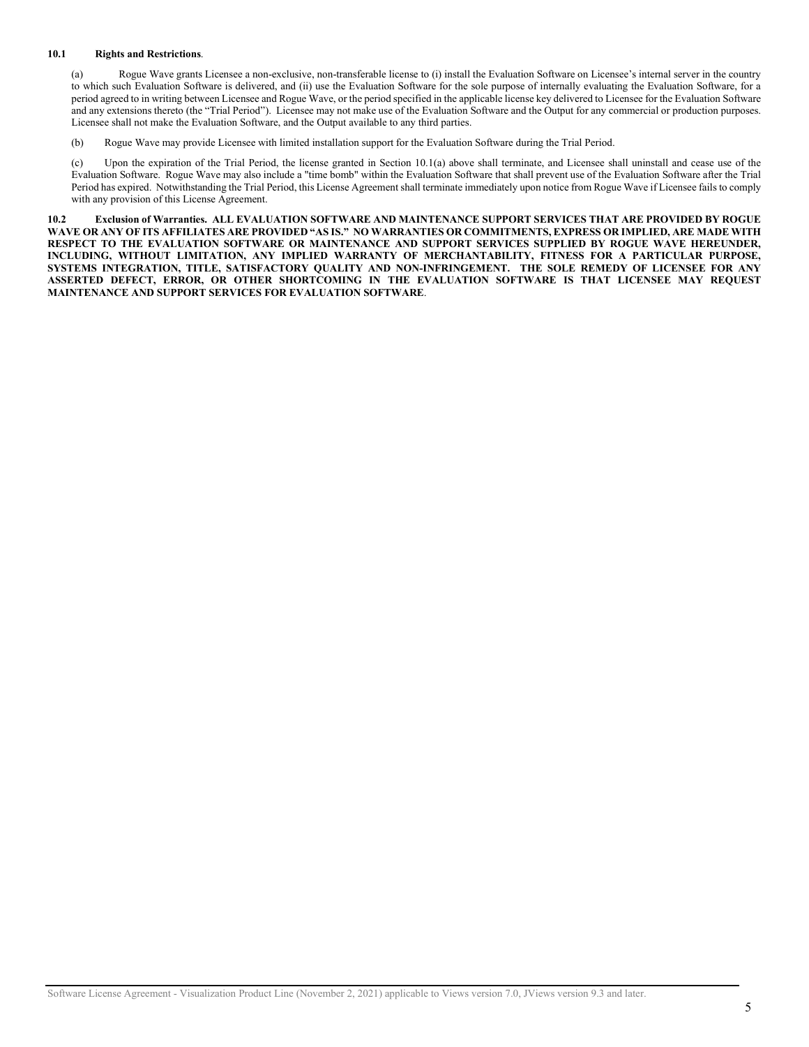**10.1 Rights and Restrictions**.

(a) Rogue Wave grants Licensee a non-exclusive, non-transferable license to (i) install the Evaluation Software on Licensee's internal server in the country to which such Evaluation Software is delivered, and (ii) use the Evaluation Software for the sole purpose of internally evaluating the Evaluation Software, for a period agreed to in writing between Licensee and Rogue Wave, or the period specified in the applicable license key delivered to Licensee for the Evaluation Software and any extensions thereto (the "Trial Period"). Licensee may not make use of the Evaluation Software and the Output for any commercial or production purposes. Licensee shall not make the Evaluation Software, and the Output available to any third parties.

(b) Rogue Wave may provide Licensee with limited installation support for the Evaluation Software during the Trial Period.

(c) Upon the expiration of the Trial Period, the license granted in Section 10.1(a) above shall terminate, and Licensee shall uninstall and cease use of the Evaluation Software. Rogue Wave may also include a "time bomb" within the Evaluation Software that shall prevent use of the Evaluation Software after the Trial Period has expired. Notwithstanding the Trial Period, this License Agreement shall terminate immediately upon notice from Rogue Wave if Licensee fails to comply with any provision of this License Agreement.

**10.2 Exclusion of Warranties. ALL EVALUATION SOFTWARE AND MAINTENANCE SUPPORT SERVICES THAT ARE PROVIDED BY ROGUE WAVE OR ANY OF ITS AFFILIATES ARE PROVIDED "AS IS." NO WARRANTIES OR COMMITMENTS, EXPRESS OR IMPLIED, ARE MADE WITH RESPECT TO THE EVALUATION SOFTWARE OR MAINTENANCE AND SUPPORT SERVICES SUPPLIED BY ROGUE WAVE HEREUNDER, INCLUDING, WITHOUT LIMITATION, ANY IMPLIED WARRANTY OF MERCHANTABILITY, FITNESS FOR A PARTICULAR PURPOSE, SYSTEMS INTEGRATION, TITLE, SATISFACTORY QUALITY AND NON-INFRINGEMENT. THE SOLE REMEDY OF LICENSEE FOR ANY ASSERTED DEFECT, ERROR, OR OTHER SHORTCOMING IN THE EVALUATION SOFTWARE IS THAT LICENSEE MAY REQUEST MAINTENANCE AND SUPPORT SERVICES FOR EVALUATION SOFTWARE**.